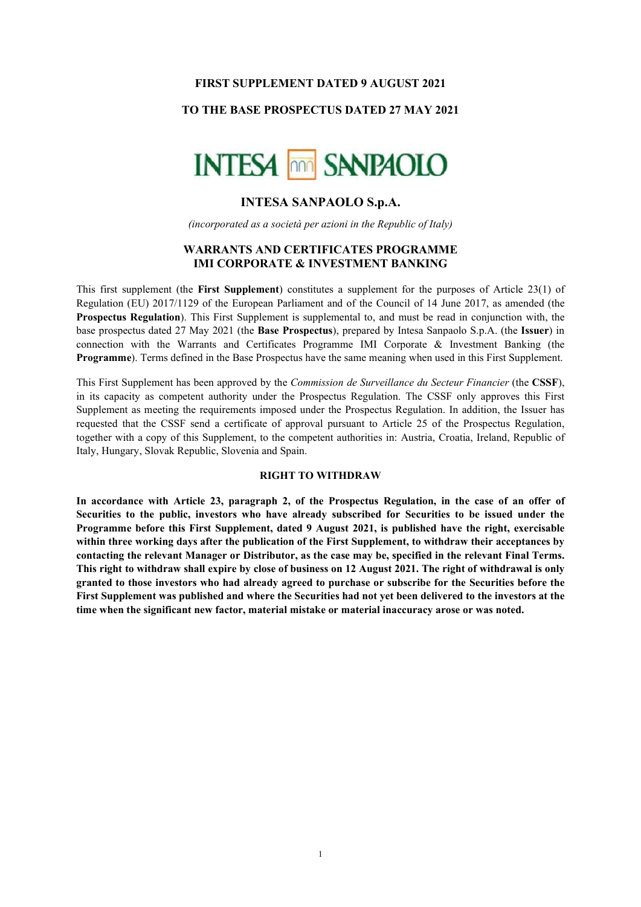**FIRST SUPPLEMENT DATED 9 AUGUST 2021**

**TO THE BASE PROSPECTUS DATED 27 MAY 2021**

# INTESA SANPAOLO S.p.A.

*(incorporated as a società per azioni in the Republic of Italy)*

## WARRANTS AND CERTIFICATES PROGRAMME IMI CORPORATE & INVESTMENT BANKING

This first supplement (the **First Supplement**) constitutes a supplement for the purposes of Article 23(1) of Regulation (EU) 2017/1129 of the European Parliament and of the Council of 14 June 2017, as amended (the **Prospectus Regulation**). This First Supplement is supplemental to, and must be read in conjunction with, the base prospectus dated 27 May 2021 (the **Base Prospectus**), prepared by Intesa Sanpaolo S.p.A. (the **Issuer**) in connection with the Warrants and Certificates Programme IMI Corporate & Investment Banking (the **Programme**). Terms defined in the Base Prospectus have the same meaning when used in this First Supplement.

This First Supplement has been approved by the *Commission de Surveillance du Secteur Financier* (the **CSSF**), in its capacity as competent authority under the Prospectus Regulation. The CSSF only approves this First Supplement as meeting the requirements imposed under the Prospectus Regulation. In addition, the Issuer has requested that the CSSF send a certificate of approval pursuant to Article 25 of the Prospectus Regulation, together with a copy of this Supplement, to the competent authorities in: Austria, Croatia, Ireland, Republic of Italy, Hungary, Slovak Republic, Slovenia and Spain.

**RIGHT TO WITHDRAW**

**In accordance with Article 23, paragraph 2, of the Prospectus Regulation, in the case of an offer of Securities to the public, investors who have already subscribed for Securities to be issued under the Programme before this First Supplement, dated 9 August 2021, is published have the right, exercisable within three working days after the publication of the First Supplement, to withdraw their acceptances by contacting the relevant Manager or Distributor, as the case may be, specified in the relevant Final Terms. This right to withdraw shall expire by close of business on 12 August 2021. The right of withdrawal is only granted to those investors who had already agreed to purchase or subscribe for the Securities before the First Supplement was published and where the Securities had not yet been delivered to the investors at the time when the significant new factor, material mistake or material inaccuracy arose or was noted.**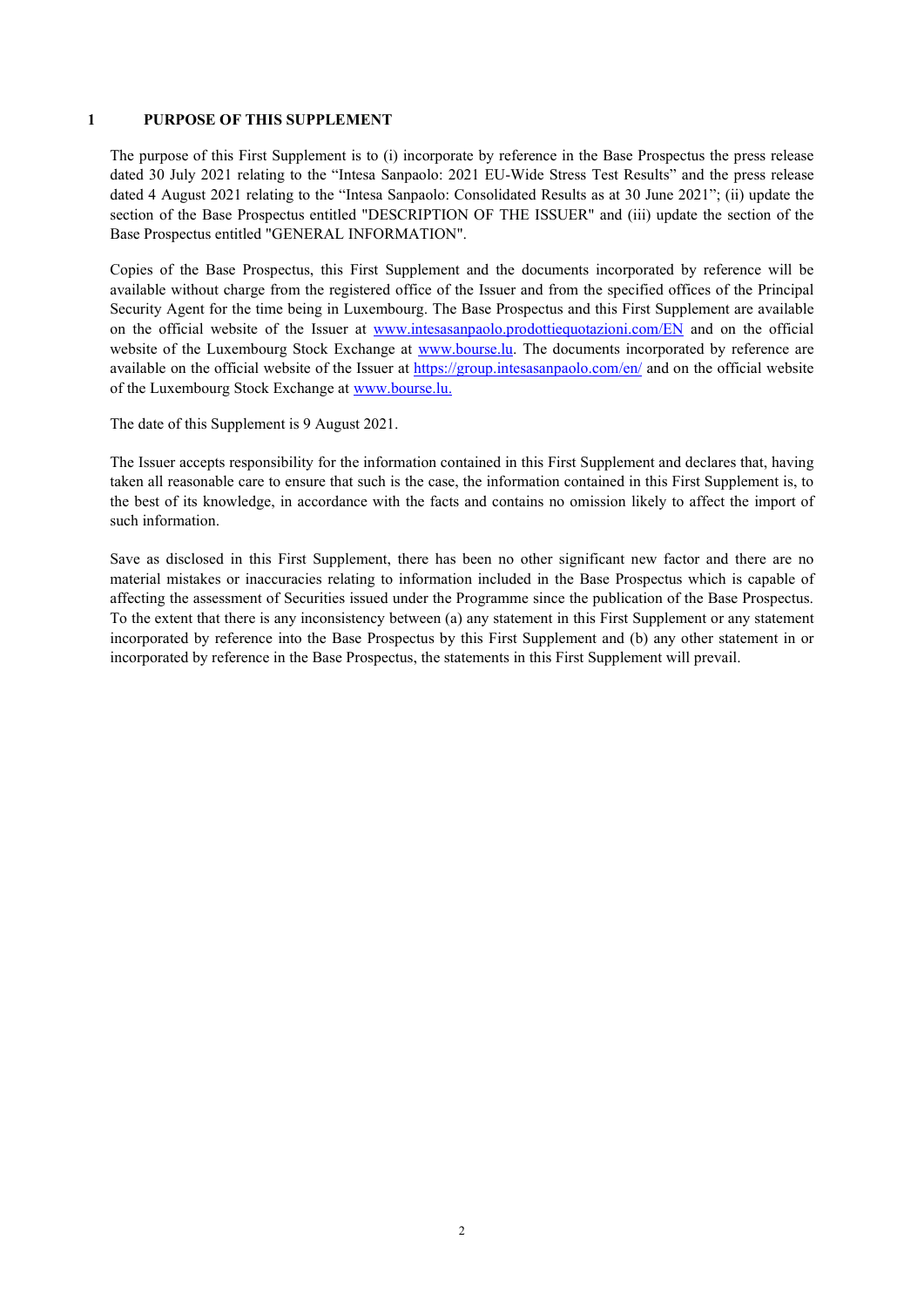## 1 PURPOSE OF THIS SUPPLEMENT

The purpose of this First Supplement is to (i) incorporate by reference in the Base Prospectus the press release dated 30 July 2021 relating to the "Intesa Sanpaolo: 2021 EU-Wide Stress Test Results" and the press release dated 4 August 2021 relating to the "Intesa Sanpaolo: Consolidated Results as at 30 June 2021"; (ii) update the section of the Base Prospectus entitled "DESCRIPTION OF THE ISSUER" and (iii) update the section of the Base Prospectus entitled "GENERAL INFORMATION".

Copies of the Base Prospectus, this First Supplement and the documents incorporated by reference will be available without charge from the registered office of the Issuer and from the specified offices of the Principal Security Agent for the time being in Luxembourg. The Base Prospectus and this First Supplement are available on the official website of the Issuer at www.intesasanpaolo.prodottiequotazioni.com/EN and on the official website of the Luxembourg Stock Exchange at www.bourse.lu. The documents incorporated by reference are available on the official website of the Issuer at https://group.intesasanpaolo.com/en/ and on the official website of the Luxembourg Stock Exchange at www.bourse.lu.

The date of this Supplement is 9 August 2021.

The Issuer accepts responsibility for the information contained in this First Supplement and declares that, having taken all reasonable care to ensure that such is the case, the information contained in this First Supplement is, to the best of its knowledge, in accordance with the facts and contains no omission likely to affect the import of such information.

Save as disclosed in this First Supplement, there has been no other significant new factor and there are no material mistakes or inaccuracies relating to information included in the Base Prospectus which is capable of affecting the assessment of Securities issued under the Programme since the publication of the Base Prospectus. To the extent that there is any inconsistency between (a) any statement in this First Supplement or any statement incorporated by reference into the Base Prospectus by this First Supplement and (b) any other statement in or incorporated by reference in the Base Prospectus, the statements in this First Supplement will prevail.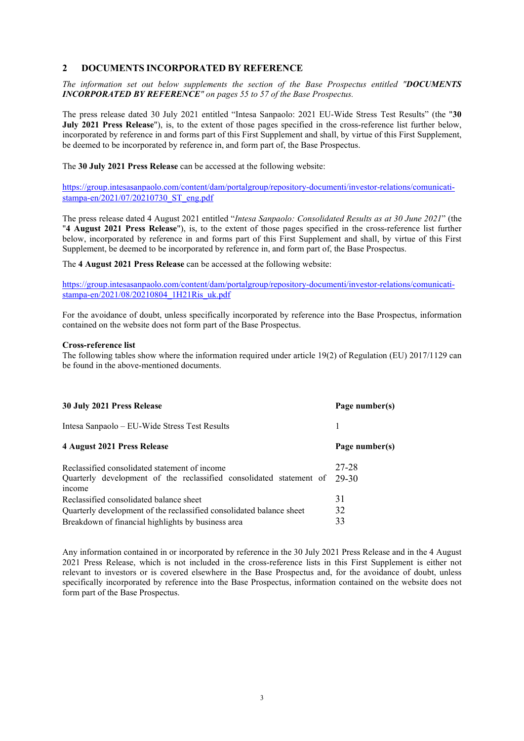## 2 DOCUMENTS INCORPORATED BY REFERENCE

*The information set out below supplements the section of the Base Prospectus entitled "**DOCUMENTS INCORPORATED BY REFERENCE**" on pages 55 to 57 of the Base Prospectus.*

The press release dated 30 July 2021 entitled "Intesa Sanpaolo: 2021 EU-Wide Stress Test Results" (the "**30 July 2021 Press Release**"), is, to the extent of those pages specified in the cross-reference list further below, incorporated by reference in and forms part of this First Supplement and shall, by virtue of this First Supplement, be deemed to be incorporated by reference in, and form part of, the Base Prospectus.

The **30 July 2021 Press Release** can be accessed at the following website:

https://group.intesasanpaolo.com/content/dam/portalgroup/repository-documenti/investor-relations/comunicati-stampa-en/2021/07/20210730_ST_eng.pdf

The press release dated 4 August 2021 entitled "*Intesa Sanpaolo: Consolidated Results as at 30 June 2021*" (the "**4 August 2021 Press Release**"), is, to the extent of those pages specified in the cross-reference list further below, incorporated by reference in and forms part of this First Supplement and shall, by virtue of this First Supplement, be deemed to be incorporated by reference in, and form part of, the Base Prospectus.

The **4 August 2021 Press Release** can be accessed at the following website:

https://group.intesasanpaolo.com/content/dam/portalgroup/repository-documenti/investor-relations/comunicati-stampa-en/2021/08/20210804_1H21Ris_uk.pdf

For the avoidance of doubt, unless specifically incorporated by reference into the Base Prospectus, information contained on the website does not form part of the Base Prospectus.

**Cross-reference list**

The following tables show where the information required under article 19(2) of Regulation (EU) 2017/1129 can be found in the above-mentioned documents.

| **30 July 2021 Press Release** | **Page number(s)** |
|---|---|
| Intesa Sanpaolo – EU-Wide Stress Test Results | 1 |

| **4 August 2021 Press Release** | **Page number(s)** |
|---|---|
| Reclassified consolidated statement of income | 27-28 |
| Quarterly development of the reclassified consolidated statement of income | 29-30 |
| Reclassified consolidated balance sheet | 31 |
| Quarterly development of the reclassified consolidated balance sheet | 32 |
| Breakdown of financial highlights by business area | 33 |

Any information contained in or incorporated by reference in the 30 July 2021 Press Release and in the 4 August 2021 Press Release, which is not included in the cross-reference lists in this First Supplement is either not relevant to investors or is covered elsewhere in the Base Prospectus and, for the avoidance of doubt, unless specifically incorporated by reference into the Base Prospectus, information contained on the website does not form part of the Base Prospectus.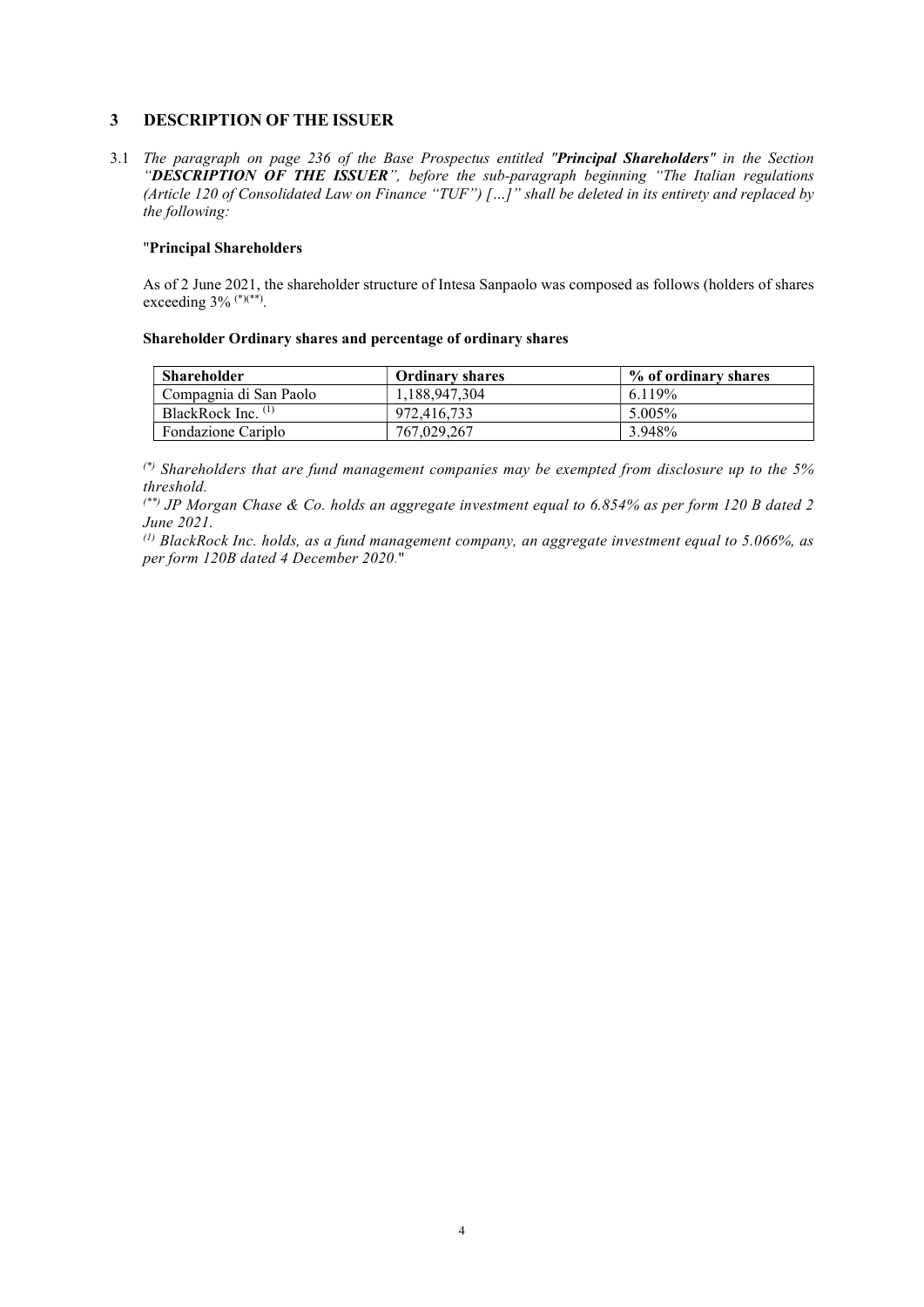## 3 DESCRIPTION OF THE ISSUER

3.1 *The paragraph on page 236 of the Base Prospectus entitled "**Principal Shareholders**" in the Section "**DESCRIPTION OF THE ISSUER**", before the sub-paragraph beginning "The Italian regulations (Article 120 of Consolidated Law on Finance "TUF") […]" shall be deleted in its entirety and replaced by the following:*

"**Principal Shareholders**

As of 2 June 2021, the shareholder structure of Intesa Sanpaolo was composed as follows (holders of shares exceeding 3% (*)(**).

**Shareholder Ordinary shares and percentage of ordinary shares**

| Shareholder | Ordinary shares | % of ordinary shares |
|---|---|---|
| Compagnia di San Paolo | 1,188,947,304 | 6.119% |
| BlackRock Inc. (1) | 972,416,733 | 5.005% |
| Fondazione Cariplo | 767,029,267 | 3.948% |

*(\*) Shareholders that are fund management companies may be exempted from disclosure up to the 5% threshold.*

*(\*\*) JP Morgan Chase & Co. holds an aggregate investment equal to 6.854% as per form 120 B dated 2 June 2021.*

*(1) BlackRock Inc. holds, as a fund management company, an aggregate investment equal to 5.066%, as per form 120B dated 4 December 2020.*"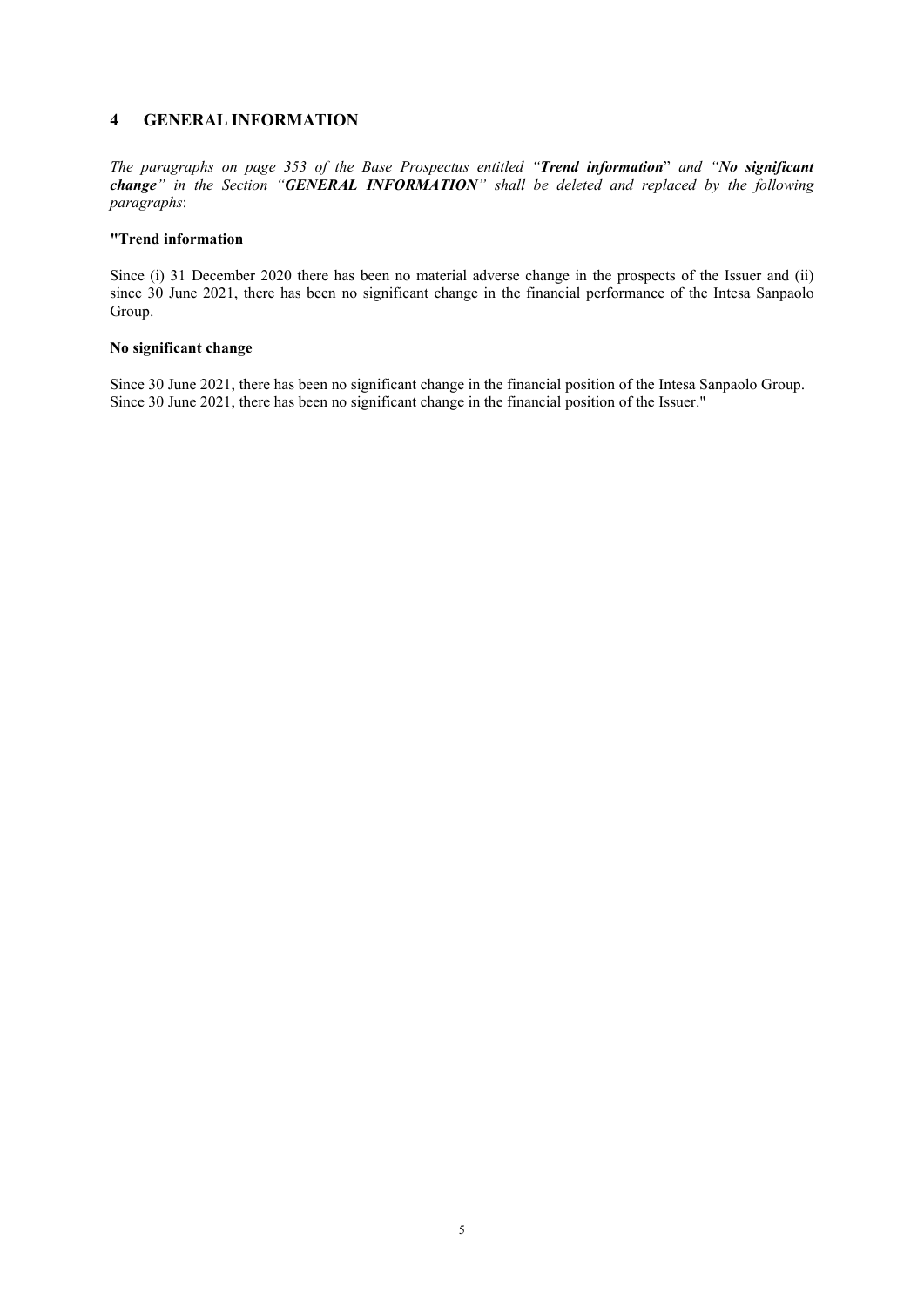## 4 GENERAL INFORMATION

*The paragraphs on page 353 of the Base Prospectus entitled "**Trend information**" and "**No significant change**" in the Section "**GENERAL INFORMATION**" shall be deleted and replaced by the following paragraphs*:

**"Trend information**

Since (i) 31 December 2020 there has been no material adverse change in the prospects of the Issuer and (ii) since 30 June 2021, there has been no significant change in the financial performance of the Intesa Sanpaolo Group.

**No significant change**

Since 30 June 2021, there has been no significant change in the financial position of the Intesa Sanpaolo Group. Since 30 June 2021, there has been no significant change in the financial position of the Issuer."